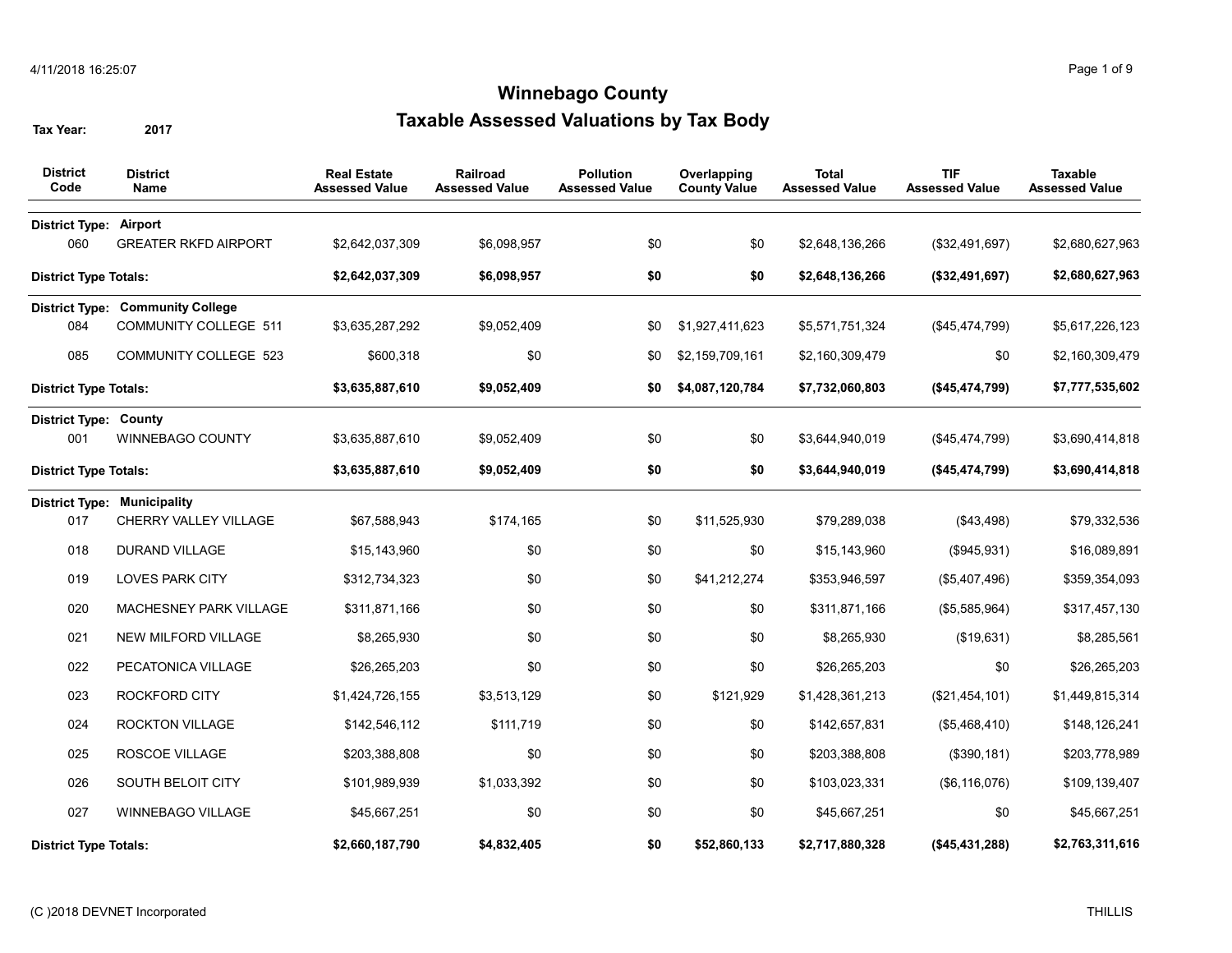# Winnebago County

## Taxable Assessed Valuations by Tax Body

**Tax Year:** 2017

| District Code | District Name | Real Estate Assessed Value | Railroad Assessed Value | Pollution Assessed Value | Overlapping County Value | Total Assessed Value | TIF Assessed Value | Taxable Assessed Value |
|---|---|---|---|---|---|---|---|---|
| **District Type: Airport** | | | | | | | | |
| 060 | GREATER RKFD AIRPORT | $2,642,037,309 | $6,098,957 | $0 | $0 | $2,648,136,266 | ($32,491,697) | $2,680,627,963 |
| **District Type Totals:** | | **$2,642,037,309** | **$6,098,957** | **$0** | **$0** | **$2,648,136,266** | **($32,491,697)** | **$2,680,627,963** |
| **District Type: Community College** | | | | | | | | |
| 084 | COMMUNITY COLLEGE 511 | $3,635,287,292 | $9,052,409 | $0 | $1,927,411,623 | $5,571,751,324 | ($45,474,799) | $5,617,226,123 |
| 085 | COMMUNITY COLLEGE 523 | $600,318 | $0 | $0 | $2,159,709,161 | $2,160,309,479 | $0 | $2,160,309,479 |
| **District Type Totals:** | | **$3,635,887,610** | **$9,052,409** | **$0** | **$4,087,120,784** | **$7,732,060,803** | **($45,474,799)** | **$7,777,535,602** |
| **District Type: County** | | | | | | | | |
| 001 | WINNEBAGO COUNTY | $3,635,887,610 | $9,052,409 | $0 | $0 | $3,644,940,019 | ($45,474,799) | $3,690,414,818 |
| **District Type Totals:** | | **$3,635,887,610** | **$9,052,409** | **$0** | **$0** | **$3,644,940,019** | **($45,474,799)** | **$3,690,414,818** |
| **District Type: Municipality** | | | | | | | | |
| 017 | CHERRY VALLEY VILLAGE | $67,588,943 | $174,165 | $0 | $11,525,930 | $79,289,038 | ($43,498) | $79,332,536 |
| 018 | DURAND VILLAGE | $15,143,960 | $0 | $0 | $0 | $15,143,960 | ($945,931) | $16,089,891 |
| 019 | LOVES PARK CITY | $312,734,323 | $0 | $0 | $41,212,274 | $353,946,597 | ($5,407,496) | $359,354,093 |
| 020 | MACHESNEY PARK VILLAGE | $311,871,166 | $0 | $0 | $0 | $311,871,166 | ($5,585,964) | $317,457,130 |
| 021 | NEW MILFORD VILLAGE | $8,265,930 | $0 | $0 | $0 | $8,265,930 | ($19,631) | $8,285,561 |
| 022 | PECATONICA VILLAGE | $26,265,203 | $0 | $0 | $0 | $26,265,203 | $0 | $26,265,203 |
| 023 | ROCKFORD CITY | $1,424,726,155 | $3,513,129 | $0 | $121,929 | $1,428,361,213 | ($21,454,101) | $1,449,815,314 |
| 024 | ROCKTON VILLAGE | $142,546,112 | $111,719 | $0 | $0 | $142,657,831 | ($5,468,410) | $148,126,241 |
| 025 | ROSCOE VILLAGE | $203,388,808 | $0 | $0 | $0 | $203,388,808 | ($390,181) | $203,778,989 |
| 026 | SOUTH BELOIT CITY | $101,989,939 | $1,033,392 | $0 | $0 | $103,023,331 | ($6,116,076) | $109,139,407 |
| 027 | WINNEBAGO VILLAGE | $45,667,251 | $0 | $0 | $0 | $45,667,251 | $0 | $45,667,251 |
| **District Type Totals:** | | **$2,660,187,790** | **$4,832,405** | **$0** | **$52,860,133** | **$2,717,880,328** | **($45,431,288)** | **$2,763,311,616** |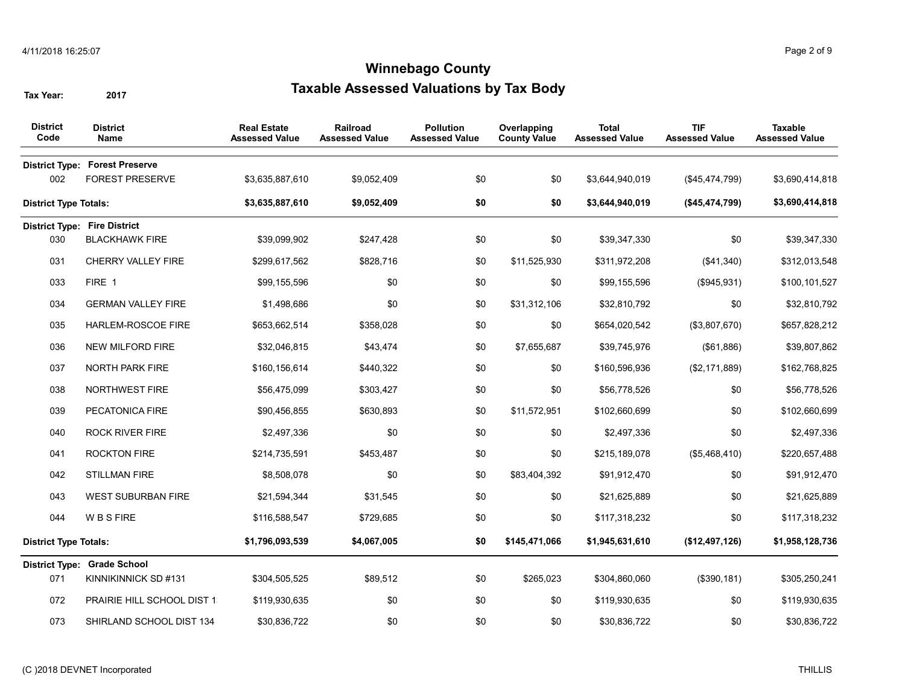# Winnebago County

## Taxable Assessed Valuations by Tax Body

**Tax Year:** 2017

| District Code | District Name | Real Estate Assessed Value | Railroad Assessed Value | Pollution Assessed Value | Overlapping County Value | Total Assessed Value | TIF Assessed Value | Taxable Assessed Value |
|---|---|---|---|---|---|---|---|---|
| **District Type: Forest Preserve** | | | | | | | | |
| 002 | FOREST PRESERVE | $3,635,887,610 | $9,052,409 | $0 | $0 | $3,644,940,019 | ($45,474,799) | $3,690,414,818 |
| **District Type Totals:** | | **$3,635,887,610** | **$9,052,409** | **$0** | **$0** | **$3,644,940,019** | **($45,474,799)** | **$3,690,414,818** |
| **District Type: Fire District** | | | | | | | | |
| 030 | BLACKHAWK FIRE | $39,099,902 | $247,428 | $0 | $0 | $39,347,330 | $0 | $39,347,330 |
| 031 | CHERRY VALLEY FIRE | $299,617,562 | $828,716 | $0 | $11,525,930 | $311,972,208 | ($41,340) | $312,013,548 |
| 033 | FIRE 1 | $99,155,596 | $0 | $0 | $0 | $99,155,596 | ($945,931) | $100,101,527 |
| 034 | GERMAN VALLEY FIRE | $1,498,686 | $0 | $0 | $31,312,106 | $32,810,792 | $0 | $32,810,792 |
| 035 | HARLEM-ROSCOE FIRE | $653,662,514 | $358,028 | $0 | $0 | $654,020,542 | ($3,807,670) | $657,828,212 |
| 036 | NEW MILFORD FIRE | $32,046,815 | $43,474 | $0 | $7,655,687 | $39,745,976 | ($61,886) | $39,807,862 |
| 037 | NORTH PARK FIRE | $160,156,614 | $440,322 | $0 | $0 | $160,596,936 | ($2,171,889) | $162,768,825 |
| 038 | NORTHWEST FIRE | $56,475,099 | $303,427 | $0 | $0 | $56,778,526 | $0 | $56,778,526 |
| 039 | PECATONICA FIRE | $90,456,855 | $630,893 | $0 | $11,572,951 | $102,660,699 | $0 | $102,660,699 |
| 040 | ROCK RIVER FIRE | $2,497,336 | $0 | $0 | $0 | $2,497,336 | $0 | $2,497,336 |
| 041 | ROCKTON FIRE | $214,735,591 | $453,487 | $0 | $0 | $215,189,078 | ($5,468,410) | $220,657,488 |
| 042 | STILLMAN FIRE | $8,508,078 | $0 | $0 | $83,404,392 | $91,912,470 | $0 | $91,912,470 |
| 043 | WEST SUBURBAN FIRE | $21,594,344 | $31,545 | $0 | $0 | $21,625,889 | $0 | $21,625,889 |
| 044 | W B S FIRE | $116,588,547 | $729,685 | $0 | $0 | $117,318,232 | $0 | $117,318,232 |
| **District Type Totals:** | | **$1,796,093,539** | **$4,067,005** | **$0** | **$145,471,066** | **$1,945,631,610** | **($12,497,126)** | **$1,958,128,736** |
| **District Type: Grade School** | | | | | | | | |
| 071 | KINNIKINNICK SD #131 | $304,505,525 | $89,512 | $0 | $265,023 | $304,860,060 | ($390,181) | $305,250,241 |
| 072 | PRAIRIE HILL SCHOOL DIST 1 | $119,930,635 | $0 | $0 | $0 | $119,930,635 | $0 | $119,930,635 |
| 073 | SHIRLAND SCHOOL DIST 134 | $30,836,722 | $0 | $0 | $0 | $30,836,722 | $0 | $30,836,722 |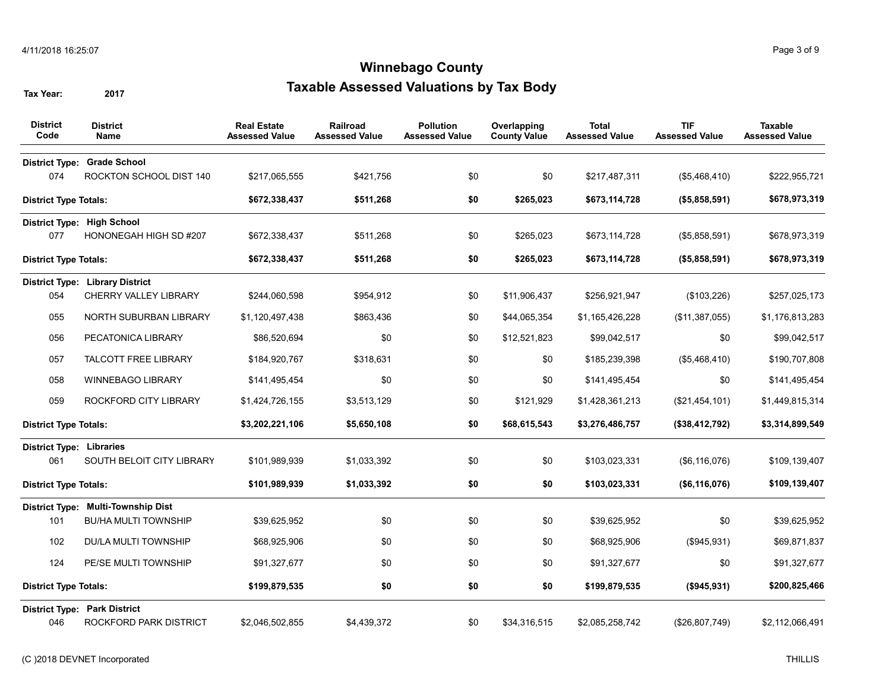# Winnebago County

## Taxable Assessed Valuations by Tax Body

**Tax Year:** 2017

| District Code | District Name | Real Estate Assessed Value | Railroad Assessed Value | Pollution Assessed Value | Overlapping County Value | Total Assessed Value | TIF Assessed Value | Taxable Assessed Value |
|---|---|---|---|---|---|---|---|---|
| **District Type:** | **Grade School** | | | | | | | |
| 074 | ROCKTON SCHOOL DIST 140 | $217,065,555 | $421,756 | $0 | $0 | $217,487,311 | ($5,468,410) | $222,955,721 |
| **District Type Totals:** | | **$672,338,437** | **$511,268** | **$0** | **$265,023** | **$673,114,728** | **($5,858,591)** | **$678,973,319** |
| **District Type:** | **High School** | | | | | | | |
| 077 | HONONEGAH HIGH SD #207 | $672,338,437 | $511,268 | $0 | $265,023 | $673,114,728 | ($5,858,591) | $678,973,319 |
| **District Type Totals:** | | **$672,338,437** | **$511,268** | **$0** | **$265,023** | **$673,114,728** | **($5,858,591)** | **$678,973,319** |
| **District Type:** | **Library District** | | | | | | | |
| 054 | CHERRY VALLEY LIBRARY | $244,060,598 | $954,912 | $0 | $11,906,437 | $256,921,947 | ($103,226) | $257,025,173 |
| 055 | NORTH SUBURBAN LIBRARY | $1,120,497,438 | $863,436 | $0 | $44,065,354 | $1,165,426,228 | ($11,387,055) | $1,176,813,283 |
| 056 | PECATONICA LIBRARY | $86,520,694 | $0 | $0 | $12,521,823 | $99,042,517 | $0 | $99,042,517 |
| 057 | TALCOTT FREE LIBRARY | $184,920,767 | $318,631 | $0 | $0 | $185,239,398 | ($5,468,410) | $190,707,808 |
| 058 | WINNEBAGO LIBRARY | $141,495,454 | $0 | $0 | $0 | $141,495,454 | $0 | $141,495,454 |
| 059 | ROCKFORD CITY LIBRARY | $1,424,726,155 | $3,513,129 | $0 | $121,929 | $1,428,361,213 | ($21,454,101) | $1,449,815,314 |
| **District Type Totals:** | | **$3,202,221,106** | **$5,650,108** | **$0** | **$68,615,543** | **$3,276,486,757** | **($38,412,792)** | **$3,314,899,549** |
| **District Type:** | **Libraries** | | | | | | | |
| 061 | SOUTH BELOIT CITY LIBRARY | $101,989,939 | $1,033,392 | $0 | $0 | $103,023,331 | ($6,116,076) | $109,139,407 |
| **District Type Totals:** | | **$101,989,939** | **$1,033,392** | **$0** | **$0** | **$103,023,331** | **($6,116,076)** | **$109,139,407** |
| **District Type:** | **Multi-Township Dist** | | | | | | | |
| 101 | BU/HA MULTI TOWNSHIP | $39,625,952 | $0 | $0 | $0 | $39,625,952 | $0 | $39,625,952 |
| 102 | DU/LA MULTI TOWNSHIP | $68,925,906 | $0 | $0 | $0 | $68,925,906 | ($945,931) | $69,871,837 |
| 124 | PE/SE MULTI TOWNSHIP | $91,327,677 | $0 | $0 | $0 | $91,327,677 | $0 | $91,327,677 |
| **District Type Totals:** | | **$199,879,535** | **$0** | **$0** | **$0** | **$199,879,535** | **($945,931)** | **$200,825,466** |
| **District Type:** | **Park District** | | | | | | | |
| 046 | ROCKFORD PARK DISTRICT | $2,046,502,855 | $4,439,372 | $0 | $34,316,515 | $2,085,258,742 | ($26,807,749) | $2,112,066,491 |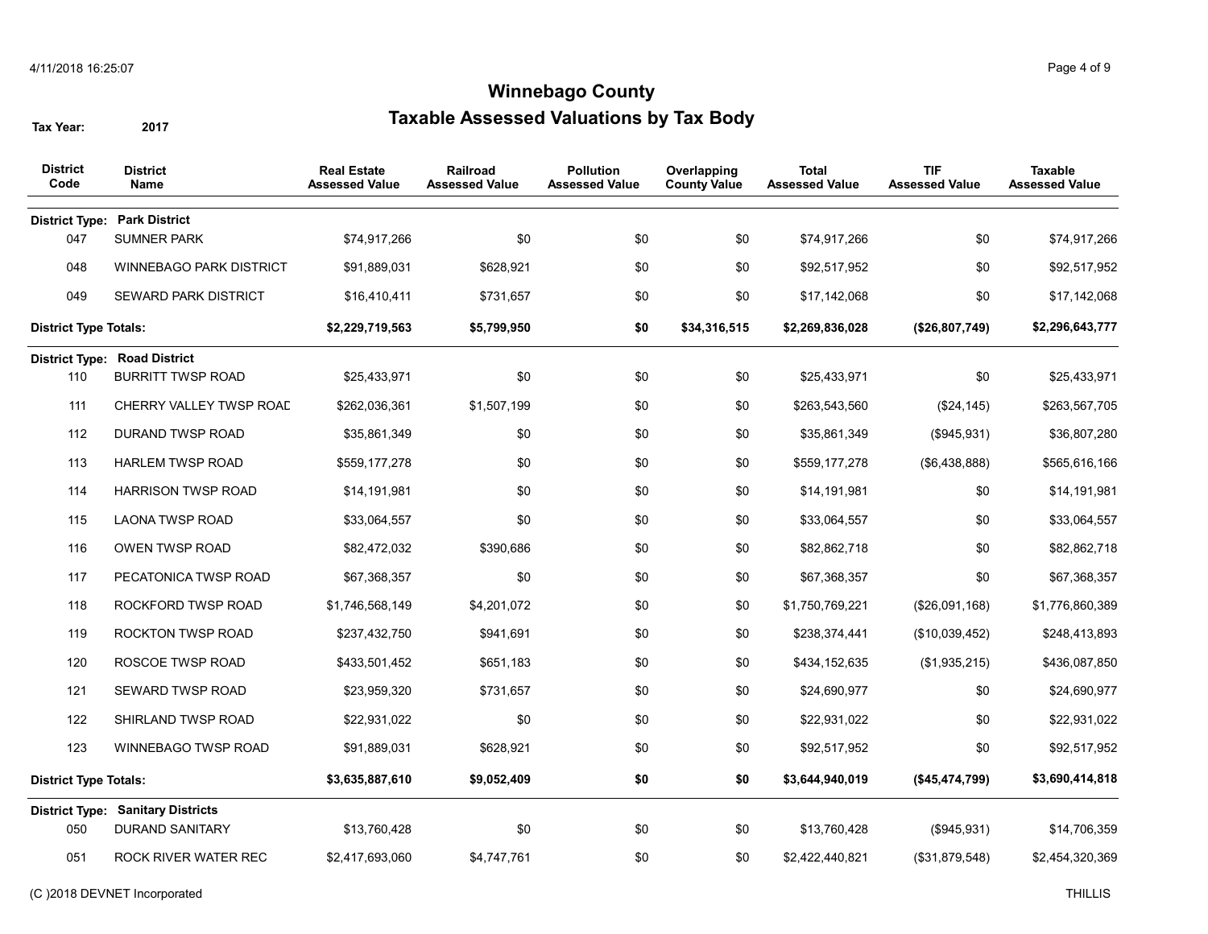# Winnebago County

## Taxable Assessed Valuations by Tax Body

**Tax Year:** 2017

| District Code | District Name | Real Estate Assessed Value | Railroad Assessed Value | Pollution Assessed Value | Overlapping County Value | Total Assessed Value | TIF Assessed Value | Taxable Assessed Value |
|---|---|---|---|---|---|---|---|---|
| **District Type:** | **Park District** | | | | | | | |
| 047 | SUMNER PARK | $74,917,266 | $0 | $0 | $0 | $74,917,266 | $0 | $74,917,266 |
| 048 | WINNEBAGO PARK DISTRICT | $91,889,031 | $628,921 | $0 | $0 | $92,517,952 | $0 | $92,517,952 |
| 049 | SEWARD PARK DISTRICT | $16,410,411 | $731,657 | $0 | $0 | $17,142,068 | $0 | $17,142,068 |
| **District Type Totals:** | | **$2,229,719,563** | **$5,799,950** | **$0** | **$34,316,515** | **$2,269,836,028** | **($26,807,749)** | **$2,296,643,777** |
| **District Type:** | **Road District** | | | | | | | |
| 110 | BURRITT TWSP ROAD | $25,433,971 | $0 | $0 | $0 | $25,433,971 | $0 | $25,433,971 |
| 111 | CHERRY VALLEY TWSP ROAD | $262,036,361 | $1,507,199 | $0 | $0 | $263,543,560 | ($24,145) | $263,567,705 |
| 112 | DURAND TWSP ROAD | $35,861,349 | $0 | $0 | $0 | $35,861,349 | ($945,931) | $36,807,280 |
| 113 | HARLEM TWSP ROAD | $559,177,278 | $0 | $0 | $0 | $559,177,278 | ($6,438,888) | $565,616,166 |
| 114 | HARRISON TWSP ROAD | $14,191,981 | $0 | $0 | $0 | $14,191,981 | $0 | $14,191,981 |
| 115 | LAONA TWSP ROAD | $33,064,557 | $0 | $0 | $0 | $33,064,557 | $0 | $33,064,557 |
| 116 | OWEN TWSP ROAD | $82,472,032 | $390,686 | $0 | $0 | $82,862,718 | $0 | $82,862,718 |
| 117 | PECATONICA TWSP ROAD | $67,368,357 | $0 | $0 | $0 | $67,368,357 | $0 | $67,368,357 |
| 118 | ROCKFORD TWSP ROAD | $1,746,568,149 | $4,201,072 | $0 | $0 | $1,750,769,221 | ($26,091,168) | $1,776,860,389 |
| 119 | ROCKTON TWSP ROAD | $237,432,750 | $941,691 | $0 | $0 | $238,374,441 | ($10,039,452) | $248,413,893 |
| 120 | ROSCOE TWSP ROAD | $433,501,452 | $651,183 | $0 | $0 | $434,152,635 | ($1,935,215) | $436,087,850 |
| 121 | SEWARD TWSP ROAD | $23,959,320 | $731,657 | $0 | $0 | $24,690,977 | $0 | $24,690,977 |
| 122 | SHIRLAND TWSP ROAD | $22,931,022 | $0 | $0 | $0 | $22,931,022 | $0 | $22,931,022 |
| 123 | WINNEBAGO TWSP ROAD | $91,889,031 | $628,921 | $0 | $0 | $92,517,952 | $0 | $92,517,952 |
| **District Type Totals:** | | **$3,635,887,610** | **$9,052,409** | **$0** | **$0** | **$3,644,940,019** | **($45,474,799)** | **$3,690,414,818** |
| **District Type:** | **Sanitary Districts** | | | | | | | |
| 050 | DURAND SANITARY | $13,760,428 | $0 | $0 | $0 | $13,760,428 | ($945,931) | $14,706,359 |
| 051 | ROCK RIVER WATER REC | $2,417,693,060 | $4,747,761 | $0 | $0 | $2,422,440,821 | ($31,879,548) | $2,454,320,369 |

(C )2018 DEVNET Incorporated — THILLIS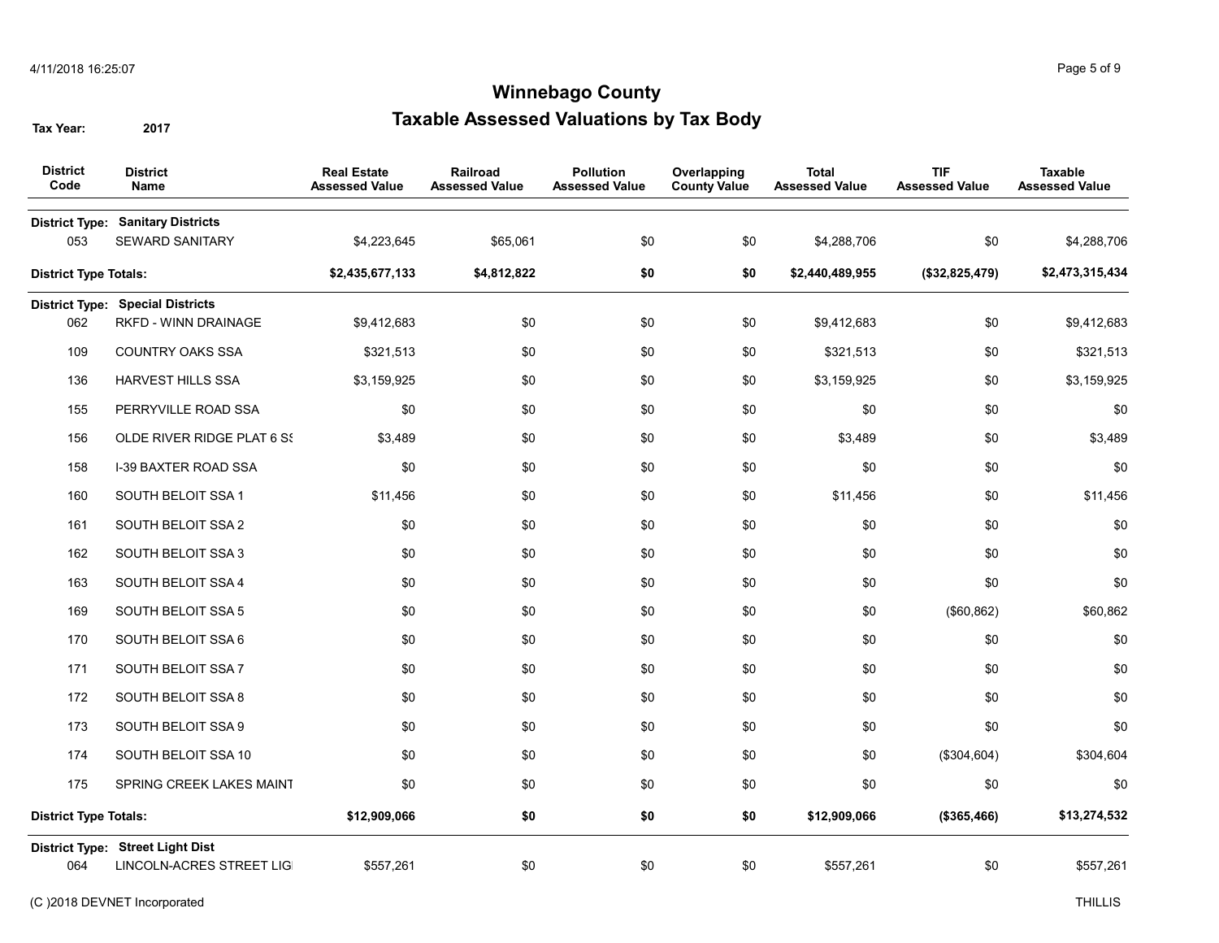# Winnebago County

## Taxable Assessed Valuations by Tax Body

**Tax Year:** 2017

| District Code | District Name | Real Estate Assessed Value | Railroad Assessed Value | Pollution Assessed Value | Overlapping County Value | Total Assessed Value | TIF Assessed Value | Taxable Assessed Value |
|---|---|---|---|---|---|---|---|---|
| **District Type:** | **Sanitary Districts** | | | | | | | |
| 053 | SEWARD SANITARY | $4,223,645 | $65,061 | $0 | $0 | $4,288,706 | $0 | $4,288,706 |
| **District Type Totals:** | | **$2,435,677,133** | **$4,812,822** | **$0** | **$0** | **$2,440,489,955** | **($32,825,479)** | **$2,473,315,434** |
| **District Type:** | **Special Districts** | | | | | | | |
| 062 | RKFD - WINN DRAINAGE | $9,412,683 | $0 | $0 | $0 | $9,412,683 | $0 | $9,412,683 |
| 109 | COUNTRY OAKS SSA | $321,513 | $0 | $0 | $0 | $321,513 | $0 | $321,513 |
| 136 | HARVEST HILLS SSA | $3,159,925 | $0 | $0 | $0 | $3,159,925 | $0 | $3,159,925 |
| 155 | PERRYVILLE ROAD SSA | $0 | $0 | $0 | $0 | $0 | $0 | $0 |
| 156 | OLDE RIVER RIDGE PLAT 6 SS | $3,489 | $0 | $0 | $0 | $3,489 | $0 | $3,489 |
| 158 | I-39 BAXTER ROAD SSA | $0 | $0 | $0 | $0 | $0 | $0 | $0 |
| 160 | SOUTH BELOIT SSA 1 | $11,456 | $0 | $0 | $0 | $11,456 | $0 | $11,456 |
| 161 | SOUTH BELOIT SSA 2 | $0 | $0 | $0 | $0 | $0 | $0 | $0 |
| 162 | SOUTH BELOIT SSA 3 | $0 | $0 | $0 | $0 | $0 | $0 | $0 |
| 163 | SOUTH BELOIT SSA 4 | $0 | $0 | $0 | $0 | $0 | $0 | $0 |
| 169 | SOUTH BELOIT SSA 5 | $0 | $0 | $0 | $0 | $0 | ($60,862) | $60,862 |
| 170 | SOUTH BELOIT SSA 6 | $0 | $0 | $0 | $0 | $0 | $0 | $0 |
| 171 | SOUTH BELOIT SSA 7 | $0 | $0 | $0 | $0 | $0 | $0 | $0 |
| 172 | SOUTH BELOIT SSA 8 | $0 | $0 | $0 | $0 | $0 | $0 | $0 |
| 173 | SOUTH BELOIT SSA 9 | $0 | $0 | $0 | $0 | $0 | $0 | $0 |
| 174 | SOUTH BELOIT SSA 10 | $0 | $0 | $0 | $0 | $0 | ($304,604) | $304,604 |
| 175 | SPRING CREEK LAKES MAINT | $0 | $0 | $0 | $0 | $0 | $0 | $0 |
| **District Type Totals:** | | **$12,909,066** | **$0** | **$0** | **$0** | **$12,909,066** | **($365,466)** | **$13,274,532** |
| **District Type:** | **Street Light Dist** | | | | | | | |
| 064 | LINCOLN-ACRES STREET LIG | $557,261 | $0 | $0 | $0 | $557,261 | $0 | $557,261 |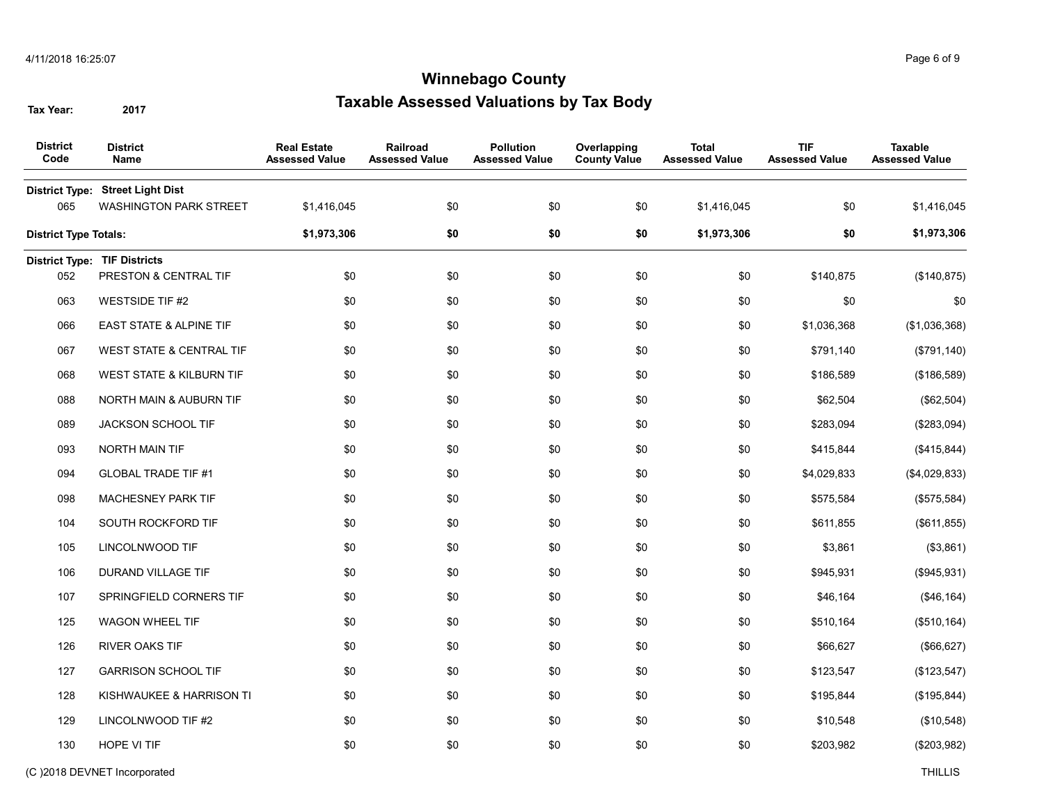# Winnebago County

## Taxable Assessed Valuations by Tax Body

**Tax Year:** 2017

| District Code | District Name | Real Estate Assessed Value | Railroad Assessed Value | Pollution Assessed Value | Overlapping County Value | Total Assessed Value | TIF Assessed Value | Taxable Assessed Value |
|---|---|---|---|---|---|---|---|---|
| **District Type:** | **Street Light Dist** | | | | | | | |
| 065 | WASHINGTON PARK STREET | $1,416,045 | $0 | $0 | $0 | $1,416,045 | $0 | $1,416,045 |
| **District Type Totals:** | | **$1,973,306** | **$0** | **$0** | **$0** | **$1,973,306** | **$0** | **$1,973,306** |
| **District Type:** | **TIF Districts** | | | | | | | |
| 052 | PRESTON & CENTRAL TIF | $0 | $0 | $0 | $0 | $0 | $140,875 | ($140,875) |
| 063 | WESTSIDE TIF #2 | $0 | $0 | $0 | $0 | $0 | $0 | $0 |
| 066 | EAST STATE & ALPINE TIF | $0 | $0 | $0 | $0 | $0 | $1,036,368 | ($1,036,368) |
| 067 | WEST STATE & CENTRAL TIF | $0 | $0 | $0 | $0 | $0 | $791,140 | ($791,140) |
| 068 | WEST STATE & KILBURN TIF | $0 | $0 | $0 | $0 | $0 | $186,589 | ($186,589) |
| 088 | NORTH MAIN & AUBURN TIF | $0 | $0 | $0 | $0 | $0 | $62,504 | ($62,504) |
| 089 | JACKSON SCHOOL TIF | $0 | $0 | $0 | $0 | $0 | $283,094 | ($283,094) |
| 093 | NORTH MAIN TIF | $0 | $0 | $0 | $0 | $0 | $415,844 | ($415,844) |
| 094 | GLOBAL TRADE TIF #1 | $0 | $0 | $0 | $0 | $0 | $4,029,833 | ($4,029,833) |
| 098 | MACHESNEY PARK TIF | $0 | $0 | $0 | $0 | $0 | $575,584 | ($575,584) |
| 104 | SOUTH ROCKFORD TIF | $0 | $0 | $0 | $0 | $0 | $611,855 | ($611,855) |
| 105 | LINCOLNWOOD TIF | $0 | $0 | $0 | $0 | $0 | $3,861 | ($3,861) |
| 106 | DURAND VILLAGE TIF | $0 | $0 | $0 | $0 | $0 | $945,931 | ($945,931) |
| 107 | SPRINGFIELD CORNERS TIF | $0 | $0 | $0 | $0 | $0 | $46,164 | ($46,164) |
| 125 | WAGON WHEEL TIF | $0 | $0 | $0 | $0 | $0 | $510,164 | ($510,164) |
| 126 | RIVER OAKS TIF | $0 | $0 | $0 | $0 | $0 | $66,627 | ($66,627) |
| 127 | GARRISON SCHOOL TIF | $0 | $0 | $0 | $0 | $0 | $123,547 | ($123,547) |
| 128 | KISHWAUKEE & HARRISON TI | $0 | $0 | $0 | $0 | $0 | $195,844 | ($195,844) |
| 129 | LINCOLNWOOD TIF #2 | $0 | $0 | $0 | $0 | $0 | $10,548 | ($10,548) |
| 130 | HOPE VI TIF | $0 | $0 | $0 | $0 | $0 | $203,982 | ($203,982) |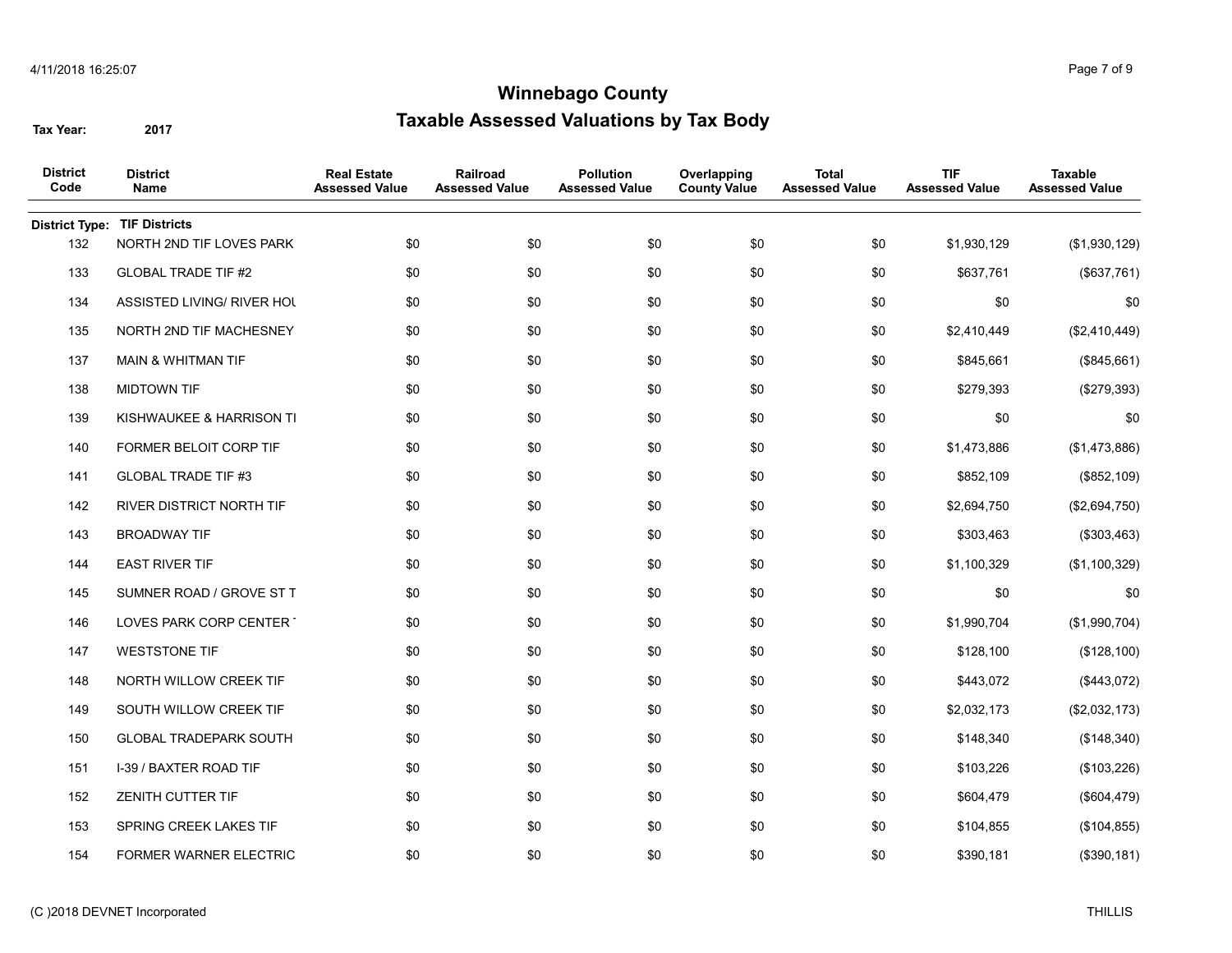# Winnebago County

## Taxable Assessed Valuations by Tax Body

**Tax Year:** 2017

| District Code | District Name | Real Estate Assessed Value | Railroad Assessed Value | Pollution Assessed Value | Overlapping County Value | Total Assessed Value | TIF Assessed Value | Taxable Assessed Value |
|---|---|---|---|---|---|---|---|---|
| **District Type:** | **TIF Districts** | | | | | | | |
| 132 | NORTH 2ND TIF LOVES PARK | $0 | $0 | $0 | $0 | $0 | $1,930,129 | ($1,930,129) |
| 133 | GLOBAL TRADE TIF #2 | $0 | $0 | $0 | $0 | $0 | $637,761 | ($637,761) |
| 134 | ASSISTED LIVING/ RIVER HOU | $0 | $0 | $0 | $0 | $0 | $0 | $0 |
| 135 | NORTH 2ND TIF MACHESNEY | $0 | $0 | $0 | $0 | $0 | $2,410,449 | ($2,410,449) |
| 137 | MAIN & WHITMAN TIF | $0 | $0 | $0 | $0 | $0 | $845,661 | ($845,661) |
| 138 | MIDTOWN TIF | $0 | $0 | $0 | $0 | $0 | $279,393 | ($279,393) |
| 139 | KISHWAUKEE & HARRISON TI | $0 | $0 | $0 | $0 | $0 | $0 | $0 |
| 140 | FORMER BELOIT CORP TIF | $0 | $0 | $0 | $0 | $0 | $1,473,886 | ($1,473,886) |
| 141 | GLOBAL TRADE TIF #3 | $0 | $0 | $0 | $0 | $0 | $852,109 | ($852,109) |
| 142 | RIVER DISTRICT NORTH TIF | $0 | $0 | $0 | $0 | $0 | $2,694,750 | ($2,694,750) |
| 143 | BROADWAY TIF | $0 | $0 | $0 | $0 | $0 | $303,463 | ($303,463) |
| 144 | EAST RIVER TIF | $0 | $0 | $0 | $0 | $0 | $1,100,329 | ($1,100,329) |
| 145 | SUMNER ROAD / GROVE ST T | $0 | $0 | $0 | $0 | $0 | $0 | $0 |
| 146 | LOVES PARK CORP CENTER T | $0 | $0 | $0 | $0 | $0 | $1,990,704 | ($1,990,704) |
| 147 | WESTSTONE TIF | $0 | $0 | $0 | $0 | $0 | $128,100 | ($128,100) |
| 148 | NORTH WILLOW CREEK TIF | $0 | $0 | $0 | $0 | $0 | $443,072 | ($443,072) |
| 149 | SOUTH WILLOW CREEK TIF | $0 | $0 | $0 | $0 | $0 | $2,032,173 | ($2,032,173) |
| 150 | GLOBAL TRADEPARK SOUTH | $0 | $0 | $0 | $0 | $0 | $148,340 | ($148,340) |
| 151 | I-39 / BAXTER ROAD TIF | $0 | $0 | $0 | $0 | $0 | $103,226 | ($103,226) |
| 152 | ZENITH CUTTER TIF | $0 | $0 | $0 | $0 | $0 | $604,479 | ($604,479) |
| 153 | SPRING CREEK LAKES TIF | $0 | $0 | $0 | $0 | $0 | $104,855 | ($104,855) |
| 154 | FORMER WARNER ELECTRIC | $0 | $0 | $0 | $0 | $0 | $390,181 | ($390,181) |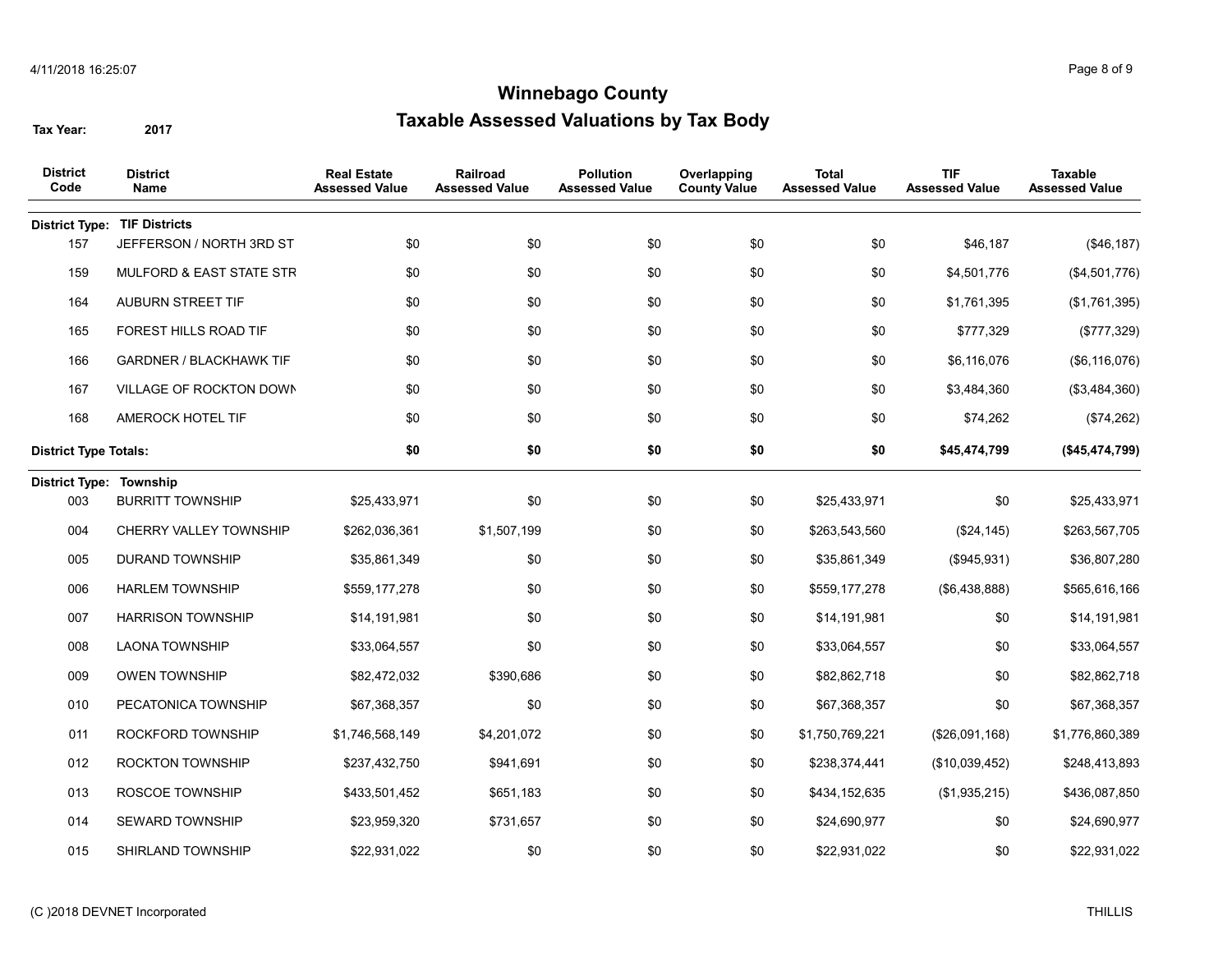# Winnebago County

## Taxable Assessed Valuations by Tax Body

**Tax Year:** 2017

| District Code | District Name | Real Estate Assessed Value | Railroad Assessed Value | Pollution Assessed Value | Overlapping County Value | Total Assessed Value | TIF Assessed Value | Taxable Assessed Value |
|---|---|---|---|---|---|---|---|---|
| **District Type: TIF Districts** | | | | | | | | |
| 157 | JEFFERSON / NORTH 3RD ST | $0 | $0 | $0 | $0 | $0 | $46,187 | ($46,187) |
| 159 | MULFORD & EAST STATE STR | $0 | $0 | $0 | $0 | $0 | $4,501,776 | ($4,501,776) |
| 164 | AUBURN STREET TIF | $0 | $0 | $0 | $0 | $0 | $1,761,395 | ($1,761,395) |
| 165 | FOREST HILLS ROAD TIF | $0 | $0 | $0 | $0 | $0 | $777,329 | ($777,329) |
| 166 | GARDNER / BLACKHAWK TIF | $0 | $0 | $0 | $0 | $0 | $6,116,076 | ($6,116,076) |
| 167 | VILLAGE OF ROCKTON DOWN | $0 | $0 | $0 | $0 | $0 | $3,484,360 | ($3,484,360) |
| 168 | AMEROCK HOTEL TIF | $0 | $0 | $0 | $0 | $0 | $74,262 | ($74,262) |
| **District Type Totals:** | | **$0** | **$0** | **$0** | **$0** | **$0** | **$45,474,799** | **($45,474,799)** |
| **District Type: Township** | | | | | | | | |
| 003 | BURRITT TOWNSHIP | $25,433,971 | $0 | $0 | $0 | $25,433,971 | $0 | $25,433,971 |
| 004 | CHERRY VALLEY TOWNSHIP | $262,036,361 | $1,507,199 | $0 | $0 | $263,543,560 | ($24,145) | $263,567,705 |
| 005 | DURAND TOWNSHIP | $35,861,349 | $0 | $0 | $0 | $35,861,349 | ($945,931) | $36,807,280 |
| 006 | HARLEM TOWNSHIP | $559,177,278 | $0 | $0 | $0 | $559,177,278 | ($6,438,888) | $565,616,166 |
| 007 | HARRISON TOWNSHIP | $14,191,981 | $0 | $0 | $0 | $14,191,981 | $0 | $14,191,981 |
| 008 | LAONA TOWNSHIP | $33,064,557 | $0 | $0 | $0 | $33,064,557 | $0 | $33,064,557 |
| 009 | OWEN TOWNSHIP | $82,472,032 | $390,686 | $0 | $0 | $82,862,718 | $0 | $82,862,718 |
| 010 | PECATONICA TOWNSHIP | $67,368,357 | $0 | $0 | $0 | $67,368,357 | $0 | $67,368,357 |
| 011 | ROCKFORD TOWNSHIP | $1,746,568,149 | $4,201,072 | $0 | $0 | $1,750,769,221 | ($26,091,168) | $1,776,860,389 |
| 012 | ROCKTON TOWNSHIP | $237,432,750 | $941,691 | $0 | $0 | $238,374,441 | ($10,039,452) | $248,413,893 |
| 013 | ROSCOE TOWNSHIP | $433,501,452 | $651,183 | $0 | $0 | $434,152,635 | ($1,935,215) | $436,087,850 |
| 014 | SEWARD TOWNSHIP | $23,959,320 | $731,657 | $0 | $0 | $24,690,977 | $0 | $24,690,977 |
| 015 | SHIRLAND TOWNSHIP | $22,931,022 | $0 | $0 | $0 | $22,931,022 | $0 | $22,931,022 |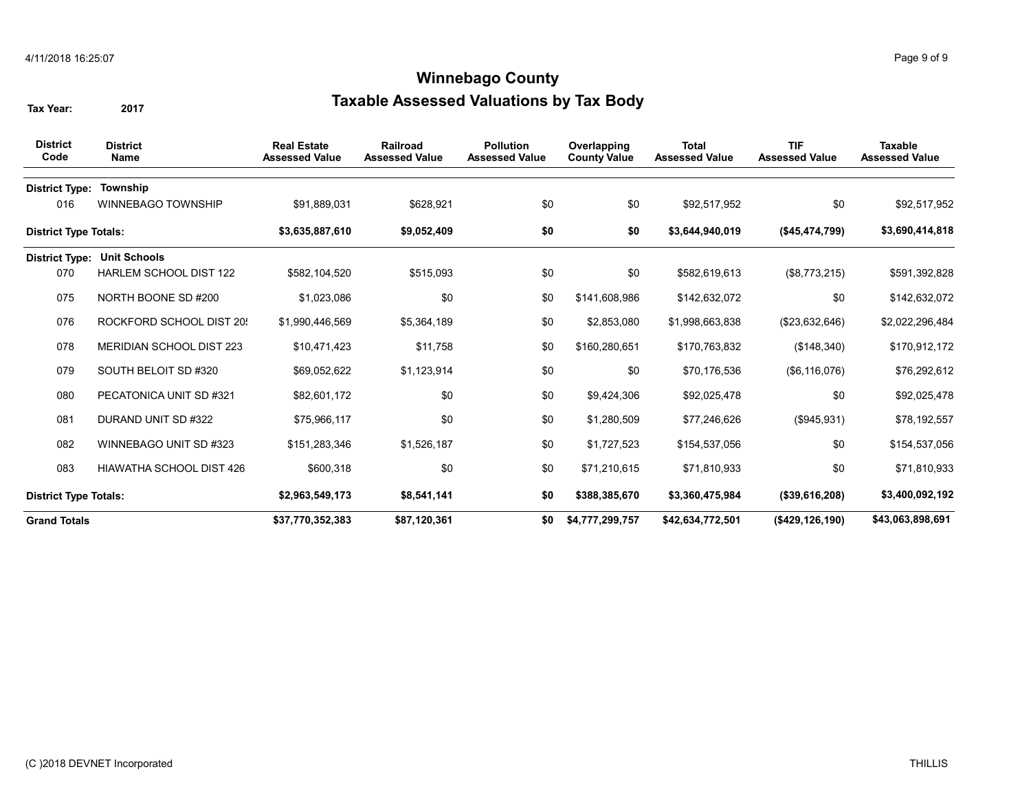# Winnebago County

## Taxable Assessed Valuations by Tax Body

**Tax Year:** 2017

| District Code | District Name | Real Estate Assessed Value | Railroad Assessed Value | Pollution Assessed Value | Overlapping County Value | Total Assessed Value | TIF Assessed Value | Taxable Assessed Value |
|---|---|---|---|---|---|---|---|---|
| **District Type:** | **Township** | | | | | | | |
| 016 | WINNEBAGO TOWNSHIP | $91,889,031 | $628,921 | $0 | $0 | $92,517,952 | $0 | $92,517,952 |
| **District Type Totals:** | | **$3,635,887,610** | **$9,052,409** | **$0** | **$0** | **$3,644,940,019** | **($45,474,799)** | **$3,690,414,818** |
| **District Type:** | **Unit Schools** | | | | | | | |
| 070 | HARLEM SCHOOL DIST 122 | $582,104,520 | $515,093 | $0 | $0 | $582,619,613 | ($8,773,215) | $591,392,828 |
| 075 | NORTH BOONE SD #200 | $1,023,086 | $0 | $0 | $141,608,986 | $142,632,072 | $0 | $142,632,072 |
| 076 | ROCKFORD SCHOOL DIST 20! | $1,990,446,569 | $5,364,189 | $0 | $2,853,080 | $1,998,663,838 | ($23,632,646) | $2,022,296,484 |
| 078 | MERIDIAN SCHOOL DIST 223 | $10,471,423 | $11,758 | $0 | $160,280,651 | $170,763,832 | ($148,340) | $170,912,172 |
| 079 | SOUTH BELOIT SD #320 | $69,052,622 | $1,123,914 | $0 | $0 | $70,176,536 | ($6,116,076) | $76,292,612 |
| 080 | PECATONICA UNIT SD #321 | $82,601,172 | $0 | $0 | $9,424,306 | $92,025,478 | $0 | $92,025,478 |
| 081 | DURAND UNIT SD #322 | $75,966,117 | $0 | $0 | $1,280,509 | $77,246,626 | ($945,931) | $78,192,557 |
| 082 | WINNEBAGO UNIT SD #323 | $151,283,346 | $1,526,187 | $0 | $1,727,523 | $154,537,056 | $0 | $154,537,056 |
| 083 | HIAWATHA SCHOOL DIST 426 | $600,318 | $0 | $0 | $71,210,615 | $71,810,933 | $0 | $71,810,933 |
| **District Type Totals:** | | **$2,963,549,173** | **$8,541,141** | **$0** | **$388,385,670** | **$3,360,475,984** | **($39,616,208)** | **$3,400,092,192** |
| **Grand Totals** | | **$37,770,352,383** | **$87,120,361** | **$0** | **$4,777,299,757** | **$42,634,772,501** | **($429,126,190)** | **$43,063,898,691** |

(C )2018 DEVNET Incorporated THILLIS